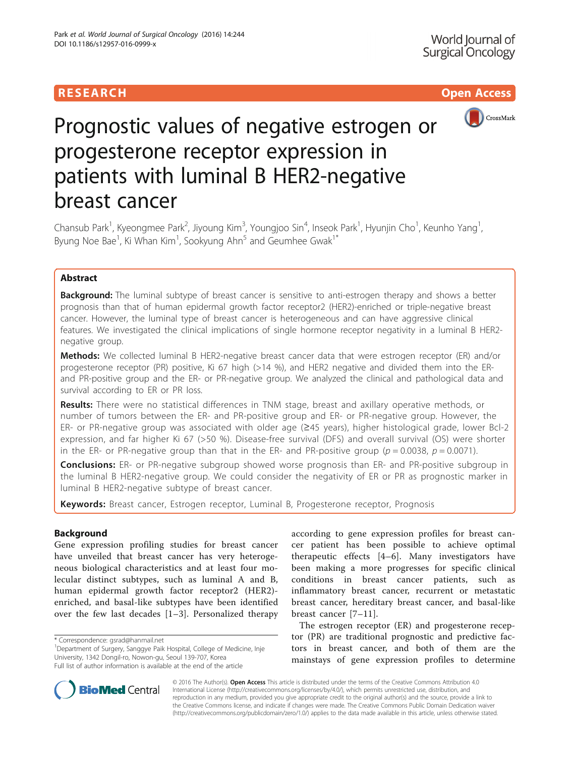RESEARCH Open Access

# Prognostic values of negative estrogen or progesterone receptor expression in patients with luminal B HER2-negative breast cancer

Chansub Park[1], Kyeongmee Park[2], Jiyoung Kim[3], Youngjoo Sin[4], Inseok Park[1], Hyunjin Cho[1], Keunho Yang[1], Byung Noe Bae[1], Ki Whan Kim[1], Sookyung Ahn[5] and Geumhee Gwak[1*]

## Abstract

**Background:** The luminal subtype of breast cancer is sensitive to anti-estrogen therapy and shows a better prognosis than that of human epidermal growth factor receptor2 (HER2)-enriched or triple-negative breast cancer. However, the luminal type of breast cancer is heterogeneous and can have aggressive clinical features. We investigated the clinical implications of single hormone receptor negativity in a luminal B HER2-negative group.

**Methods:** We collected luminal B HER2-negative breast cancer data that were estrogen receptor (ER) and/or progesterone receptor (PR) positive, Ki 67 high (>14 %), and HER2 negative and divided them into the ER- and PR-positive group and the ER- or PR-negative group. We analyzed the clinical and pathological data and survival according to ER or PR loss.

**Results:** There were no statistical differences in TNM stage, breast and axillary operative methods, or number of tumors between the ER- and PR-positive group and ER- or PR-negative group. However, the ER- or PR-negative group was associated with older age (≥45 years), higher histological grade, lower Bcl-2 expression, and far higher Ki 67 (>50 %). Disease-free survival (DFS) and overall survival (OS) were shorter in the ER- or PR-negative group than that in the ER- and PR-positive group ($p = 0.0038$, $p = 0.0071$).

**Conclusions:** ER- or PR-negative subgroup showed worse prognosis than ER- and PR-positive subgroup in the luminal B HER2-negative group. We could consider the negativity of ER or PR as prognostic marker in luminal B HER2-negative subtype of breast cancer.

**Keywords:** Breast cancer, Estrogen receptor, Luminal B, Progesterone receptor, Prognosis

## Background

Gene expression profiling studies for breast cancer have unveiled that breast cancer has very heterogeneous biological characteristics and at least four molecular distinct subtypes, such as luminal A and B, human epidermal growth factor receptor2 (HER2)-enriched, and basal-like subtypes have been identified over the few last decades [1–3]. Personalized therapy according to gene expression profiles for breast cancer patient has been possible to achieve optimal therapeutic effects [4–6]. Many investigators have been making a more progresses for specific clinical conditions in breast cancer patients, such as inflammatory breast cancer, recurrent or metastatic breast cancer, hereditary breast cancer, and basal-like breast cancer [7–11].

The estrogen receptor (ER) and progesterone receptor (PR) are traditional prognostic and predictive factors in breast cancer, and both of them are the mainstays of gene expression profiles to determine

* Correspondence: gsrad@hanmail.net
[1]Department of Surgery, Sanggye Paik Hospital, College of Medicine, Inje University, 1342 Dongil-ro, Nowon-gu, Seoul 139-707, Korea
Full list of author information is available at the end of the article

© 2016 The Author(s). **Open Access** This article is distributed under the terms of the Creative Commons Attribution 4.0 International License (http://creativecommons.org/licenses/by/4.0/), which permits unrestricted use, distribution, and reproduction in any medium, provided you give appropriate credit to the original author(s) and the source, provide a link to the Creative Commons license, and indicate if changes were made. The Creative Commons Public Domain Dedication waiver (http://creativecommons.org/publicdomain/zero/1.0/) applies to the data made available in this article, unless otherwise stated.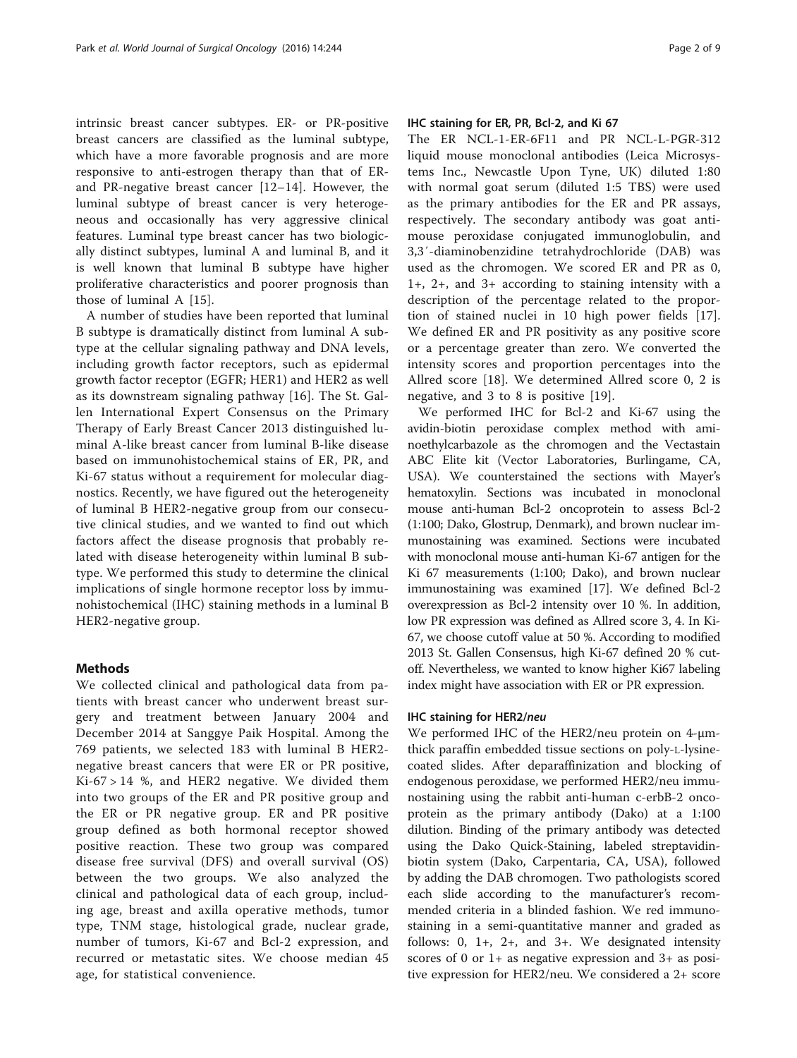intrinsic breast cancer subtypes. ER- or PR-positive breast cancers are classified as the luminal subtype, which have a more favorable prognosis and are more responsive to anti-estrogen therapy than that of ER- and PR-negative breast cancer [12–14]. However, the luminal subtype of breast cancer is very heterogeneous and occasionally has very aggressive clinical features. Luminal type breast cancer has two biologically distinct subtypes, luminal A and luminal B, and it is well known that luminal B subtype have higher proliferative characteristics and poorer prognosis than those of luminal A [15].

A number of studies have been reported that luminal B subtype is dramatically distinct from luminal A subtype at the cellular signaling pathway and DNA levels, including growth factor receptors, such as epidermal growth factor receptor (EGFR; HER1) and HER2 as well as its downstream signaling pathway [16]. The St. Gallen International Expert Consensus on the Primary Therapy of Early Breast Cancer 2013 distinguished luminal A-like breast cancer from luminal B-like disease based on immunohistochemical stains of ER, PR, and Ki-67 status without a requirement for molecular diagnostics. Recently, we have figured out the heterogeneity of luminal B HER2-negative group from our consecutive clinical studies, and we wanted to find out which factors affect the disease prognosis that probably related with disease heterogeneity within luminal B subtype. We performed this study to determine the clinical implications of single hormone receptor loss by immunohistochemical (IHC) staining methods in a luminal B HER2-negative group.

## Methods

We collected clinical and pathological data from patients with breast cancer who underwent breast surgery and treatment between January 2004 and December 2014 at Sanggye Paik Hospital. Among the 769 patients, we selected 183 with luminal B HER2-negative breast cancers that were ER or PR positive, Ki-67 > 14 %, and HER2 negative. We divided them into two groups of the ER and PR positive group and the ER or PR negative group. ER and PR positive group defined as both hormonal receptor showed positive reaction. These two group was compared disease free survival (DFS) and overall survival (OS) between the two groups. We also analyzed the clinical and pathological data of each group, including age, breast and axilla operative methods, tumor type, TNM stage, histological grade, nuclear grade, number of tumors, Ki-67 and Bcl-2 expression, and recurred or metastatic sites. We choose median 45 age, for statistical convenience.

### IHC staining for ER, PR, Bcl-2, and Ki 67

The ER NCL-1-ER-6F11 and PR NCL-L-PGR-312 liquid mouse monoclonal antibodies (Leica Microsystems Inc., Newcastle Upon Tyne, UK) diluted 1:80 with normal goat serum (diluted 1:5 TBS) were used as the primary antibodies for the ER and PR assays, respectively. The secondary antibody was goat anti-mouse peroxidase conjugated immunoglobulin, and 3,3′-diaminobenzidine tetrahydrochloride (DAB) was used as the chromogen. We scored ER and PR as 0, 1+, 2+, and 3+ according to staining intensity with a description of the percentage related to the proportion of stained nuclei in 10 high power fields [17]. We defined ER and PR positivity as any positive score or a percentage greater than zero. We converted the intensity scores and proportion percentages into the Allred score [18]. We determined Allred score 0, 2 is negative, and 3 to 8 is positive [19].

We performed IHC for Bcl-2 and Ki-67 using the avidin-biotin peroxidase complex method with aminoethylcarbazole as the chromogen and the Vectastain ABC Elite kit (Vector Laboratories, Burlingame, CA, USA). We counterstained the sections with Mayer's hematoxylin. Sections was incubated in monoclonal mouse anti-human Bcl-2 oncoprotein to assess Bcl-2 (1:100; Dako, Glostrup, Denmark), and brown nuclear immunostaining was examined. Sections were incubated with monoclonal mouse anti-human Ki-67 antigen for the Ki 67 measurements (1:100; Dako), and brown nuclear immunostaining was examined [17]. We defined Bcl-2 overexpression as Bcl-2 intensity over 10 %. In addition, low PR expression was defined as Allred score 3, 4. In Ki-67, we choose cutoff value at 50 %. According to modified 2013 St. Gallen Consensus, high Ki-67 defined 20 % cutoff. Nevertheless, we wanted to know higher Ki67 labeling index might have association with ER or PR expression.

### IHC staining for HER2/*neu*

We performed IHC of the HER2/neu protein on 4-μm-thick paraffin embedded tissue sections on poly-L-lysine-coated slides. After deparaffinization and blocking of endogenous peroxidase, we performed HER2/neu immunostaining using the rabbit anti-human c-erbB-2 oncoprotein as the primary antibody (Dako) at a 1:100 dilution. Binding of the primary antibody was detected using the Dako Quick-Staining, labeled streptavidin-biotin system (Dako, Carpentaria, CA, USA), followed by adding the DAB chromogen. Two pathologists scored each slide according to the manufacturer's recommended criteria in a blinded fashion. We red immunostaining in a semi-quantitative manner and graded as follows: 0, 1+, 2+, and 3+. We designated intensity scores of 0 or 1+ as negative expression and 3+ as positive expression for HER2/neu. We considered a 2+ score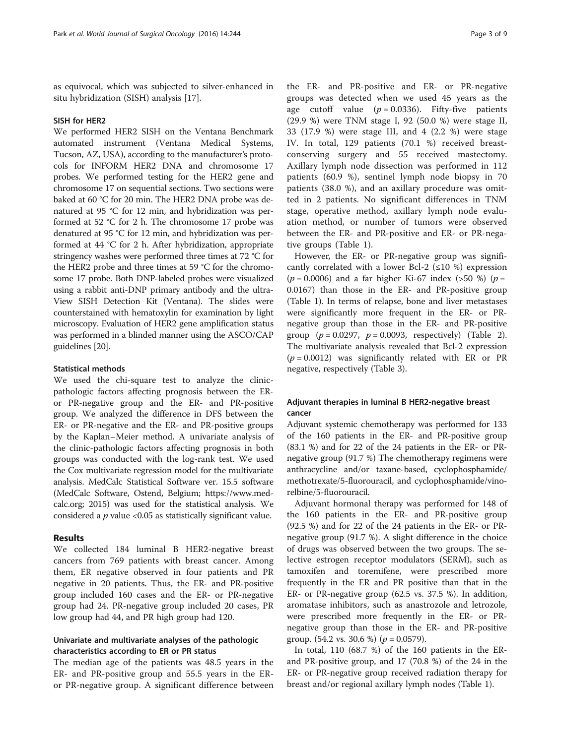as equivocal, which was subjected to silver-enhanced in situ hybridization (SISH) analysis [17].

### SISH for HER2

We performed HER2 SISH on the Ventana Benchmark automated instrument (Ventana Medical Systems, Tucson, AZ, USA), according to the manufacturer's protocols for INFORM HER2 DNA and chromosome 17 probes. We performed testing for the HER2 gene and chromosome 17 on sequential sections. Two sections were baked at 60 °C for 20 min. The HER2 DNA probe was denatured at 95 °C for 12 min, and hybridization was performed at 52 °C for 2 h. The chromosome 17 probe was denatured at 95 °C for 12 min, and hybridization was performed at 44 °C for 2 h. After hybridization, appropriate stringency washes were performed three times at 72 °C for the HER2 probe and three times at 59 °C for the chromosome 17 probe. Both DNP-labeled probes were visualized using a rabbit anti-DNP primary antibody and the ultraView SISH Detection Kit (Ventana). The slides were counterstained with hematoxylin for examination by light microscopy. Evaluation of HER2 gene amplification status was performed in a blinded manner using the ASCO/CAP guidelines [20].

### Statistical methods

We used the chi-square test to analyze the clinic-pathologic factors affecting prognosis between the ER- or PR-negative group and the ER- and PR-positive group. We analyzed the difference in DFS between the ER- or PR-negative and the ER- and PR-positive groups by the Kaplan–Meier method. A univariate analysis of the clinic-pathologic factors affecting prognosis in both groups was conducted with the log-rank test. We used the Cox multivariate regression model for the multivariate analysis. MedCalc Statistical Software ver. 15.5 software (MedCalc Software, Ostend, Belgium; https://www.medcalc.org; 2015) was used for the statistical analysis. We considered a $p$ value <0.05 as statistically significant value.

## Results

We collected 184 luminal B HER2-negative breast cancers from 769 patients with breast cancer. Among them, ER negative observed in four patients and PR negative in 20 patients. Thus, the ER- and PR-positive group included 160 cases and the ER- or PR-negative group had 24. PR-negative group included 20 cases, PR low group had 44, and PR high group had 120.

### Univariate and multivariate analyses of the pathologic characteristics according to ER or PR status

The median age of the patients was 48.5 years in the ER- and PR-positive group and 55.5 years in the ER- or PR-negative group. A significant difference between the ER- and PR-positive and ER- or PR-negative groups was detected when we used 45 years as the age cutoff value ($p = 0.0336$). Fifty-five patients (29.9 %) were TNM stage I, 92 (50.0 %) were stage II, 33 (17.9 %) were stage III, and 4 (2.2 %) were stage IV. In total, 129 patients (70.1 %) received breast-conserving surgery and 55 received mastectomy. Axillary lymph node dissection was performed in 112 patients (60.9 %), sentinel lymph node biopsy in 70 patients (38.0 %), and an axillary procedure was omitted in 2 patients. No significant differences in TNM stage, operative method, axillary lymph node evaluation method, or number of tumors were observed between the ER- and PR-positive and ER- or PR-negative groups (Table 1).

However, the ER- or PR-negative group was significantly correlated with a lower Bcl-2 (≤10 %) expression ($p = 0.0006$) and a far higher Ki-67 index (>50 %) ($p = 0.0167$) than those in the ER- and PR-positive group (Table 1). In terms of relapse, bone and liver metastases were significantly more frequent in the ER- or PR-negative group than those in the ER- and PR-positive group ($p = 0.0297$, $p = 0.0093$, respectively) (Table 2). The multivariate analysis revealed that Bcl-2 expression ($p = 0.0012$) was significantly related with ER or PR negative, respectively (Table 3).

### Adjuvant therapies in luminal B HER2-negative breast cancer

Adjuvant systemic chemotherapy was performed for 133 of the 160 patients in the ER- and PR-positive group (83.1 %) and for 22 of the 24 patients in the ER- or PR-negative group (91.7 %) The chemotherapy regimens were anthracycline and/or taxane-based, cyclophosphamide/methotrexate/5-fluorouracil, and cyclophosphamide/vinorelbine/5-fluorouracil.

Adjuvant hormonal therapy was performed for 148 of the 160 patients in the ER- and PR-positive group (92.5 %) and for 22 of the 24 patients in the ER- or PR-negative group (91.7 %). A slight difference in the choice of drugs was observed between the two groups. The selective estrogen receptor modulators (SERM), such as tamoxifen and toremifene, were prescribed more frequently in the ER and PR positive than that in the ER- or PR-negative group (62.5 vs. 37.5 %). In addition, aromatase inhibitors, such as anastrozole and letrozole, were prescribed more frequently in the ER- or PR-negative group than those in the ER- and PR-positive group. (54.2 vs. 30.6 %) ($p = 0.0579$).

In total, 110 (68.7 %) of the 160 patients in the ER- and PR-positive group, and 17 (70.8 %) of the 24 in the ER- or PR-negative group received radiation therapy for breast and/or regional axillary lymph nodes (Table 1).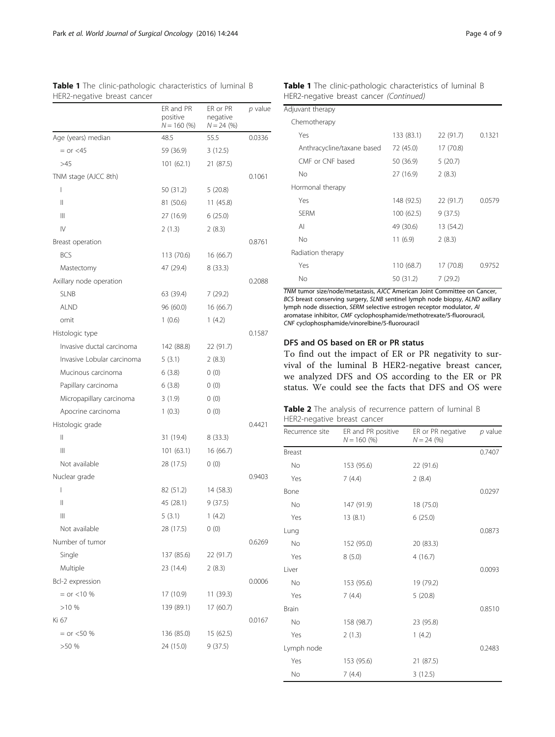**Table 1** The clinic-pathologic characteristics of luminal B HER2-negative breast cancer

| | ER and PR positive $N = 160$ (%) | ER or PR negative $N = 24$ (%) | *p* value |
|---|---|---|---|
| Age (years) median | 48.5 | 55.5 | 0.0336 |
| = or <45 | 59 (36.9) | 3 (12.5) | |
| >45 | 101 (62.1) | 21 (87.5) | |
| TNM stage (AJCC 8th) | | | 0.1061 |
| I | 50 (31.2) | 5 (20.8) | |
| II | 81 (50.6) | 11 (45.8) | |
| III | 27 (16.9) | 6 (25.0) | |
| IV | 2 (1.3) | 2 (8.3) | |
| Breast operation | | | 0.8761 |
| BCS | 113 (70.6) | 16 (66.7) | |
| Mastectomy | 47 (29.4) | 8 (33.3) | |
| Axillary node operation | | | 0.2088 |
| SLNB | 63 (39.4) | 7 (29.2) | |
| ALND | 96 (60.0) | 16 (66.7) | |
| omit | 1 (0.6) | 1 (4.2) | |
| Histologic type | | | 0.1587 |
| Invasive ductal carcinoma | 142 (88.8) | 22 (91.7) | |
| Invasive Lobular carcinoma | 5 (3.1) | 2 (8.3) | |
| Mucinous carcinoma | 6 (3.8) | 0 (0) | |
| Papillary carcinoma | 6 (3.8) | 0 (0) | |
| Micropapillary carcinoma | 3 (1.9) | 0 (0) | |
| Apocrine carcinoma | 1 (0.3) | 0 (0) | |
| Histologic grade | | | 0.4421 |
| II | 31 (19.4) | 8 (33.3) | |
| III | 101 (63.1) | 16 (66.7) | |
| Not available | 28 (17.5) | 0 (0) | |
| Nuclear grade | | | 0.9403 |
| I | 82 (51.2) | 14 (58.3) | |
| II | 45 (28.1) | 9 (37.5) | |
| III | 5 (3.1) | 1 (4.2) | |
| Not available | 28 (17.5) | 0 (0) | |
| Number of tumor | | | 0.6269 |
| Single | 137 (85.6) | 22 (91.7) | |
| Multiple | 23 (14.4) | 2 (8.3) | |
| Bcl-2 expression | | | 0.0006 |
| = or <10 % | 17 (10.9) | 11 (39.3) | |
| >10 % | 139 (89.1) | 17 (60.7) | |
| Ki 67 | | | 0.0167 |
| = or <50 % | 136 (85.0) | 15 (62.5) | |
| >50 % | 24 (15.0) | 9 (37.5) | |
| Adjuvant therapy | | | |
| Chemotherapy | | | |
| Yes | 133 (83.1) | 22 (91.7) | 0.1321 |
| Anthracycline/taxane based | 72 (45.0) | 17 (70.8) | |
| CMF or CNF based | 50 (36.9) | 5 (20.7) | |
| No | 27 (16.9) | 2 (8.3) | |
| Hormonal therapy | | | |
| Yes | 148 (92.5) | 22 (91.7) | 0.0579 |
| SERM | 100 (62.5) | 9 (37.5) | |
| AI | 49 (30.6) | 13 (54.2) | |
| No | 11 (6.9) | 2 (8.3) | |
| Radiation therapy | | | |
| Yes | 110 (68.7) | 17 (70.8) | 0.9752 |
| No | 50 (31.2) | 7 (29.2) | |

*TNM* tumor size/node/metastasis, *AJCC* American Joint Committee on Cancer, *BCS* breast conserving surgery, *SLNB* sentinel lymph node biopsy, *ALND* axillary lymph node dissection, *SERM* selective estrogen receptor modulator, *AI* aromatase inhibitor, *CMF* cyclophosphamide/methotrexate/5-fluorouracil, *CNF* cyclophosphamide/vinorelbine/5-fluorouracil

### DFS and OS based on ER or PR status

To find out the impact of ER or PR negativity to survival of the luminal B HER2-negative breast cancer, we analyzed DFS and OS according to the ER or PR status. We could see the facts that DFS and OS were

**Table 2** The analysis of recurrence pattern of luminal B HER2-negative breast cancer

| Recurrence site | ER and PR positive $N = 160$ (%) | ER or PR negative $N = 24$ (%) | *p* value |
|---|---|---|---|
| Breast | | | 0.7407 |
| No | 153 (95.6) | 22 (91.6) | |
| Yes | 7 (4.4) | 2 (8.4) | |
| Bone | | | 0.0297 |
| No | 147 (91.9) | 18 (75.0) | |
| Yes | 13 (8.1) | 6 (25.0) | |
| Lung | | | 0.0873 |
| No | 152 (95.0) | 20 (83.3) | |
| Yes | 8 (5.0) | 4 (16.7) | |
| Liver | | | 0.0093 |
| No | 153 (95.6) | 19 (79.2) | |
| Yes | 7 (4.4) | 5 (20.8) | |
| Brain | | | 0.8510 |
| No | 158 (98.7) | 23 (95.8) | |
| Yes | 2 (1.3) | 1 (4.2) | |
| Lymph node | | | 0.2483 |
| Yes | 153 (95.6) | 21 (87.5) | |
| No | 7 (4.4) | 3 (12.5) | |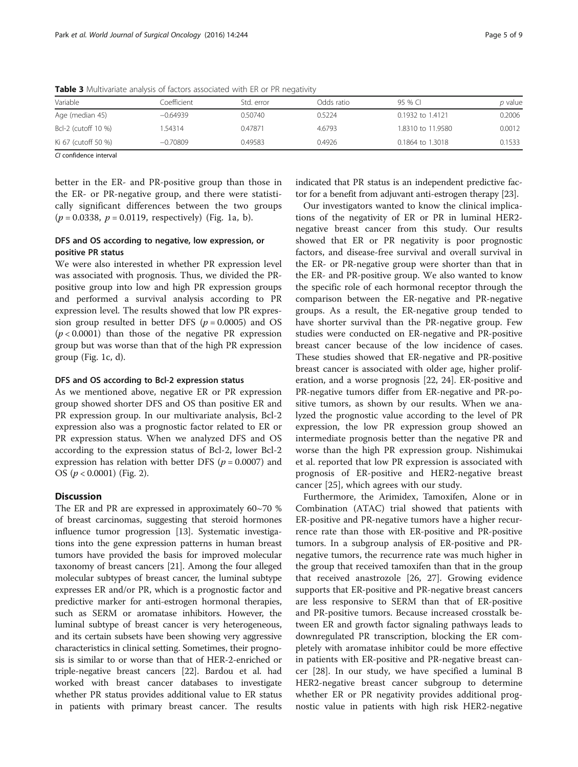**Table 3** Multivariate analysis of factors associated with ER or PR negativity

| Variable | Coefficient | Std. error | Odds ratio | 95 % CI | *p* value |
|---|---|---|---|---|---|
| Age (median 45) | −0.64939 | 0.50740 | 0.5224 | 0.1932 to 1.4121 | 0.2006 |
| Bcl-2 (cutoff 10 %) | 1.54314 | 0.47871 | 4.6793 | 1.8310 to 11.9580 | 0.0012 |
| Ki 67 (cutoff 50 %) | −0.70809 | 0.49583 | 0.4926 | 0.1864 to 1.3018 | 0.1533 |

*CI* confidence interval

better in the ER- and PR-positive group than those in the ER- or PR-negative group, and there were statistically significant differences between the two groups ($p = 0.0338$, $p = 0.0119$, respectively) (Fig. 1a, b).

### DFS and OS according to negative, low expression, or positive PR status

We were also interested in whether PR expression level was associated with prognosis. Thus, we divided the PR-positive group into low and high PR expression groups and performed a survival analysis according to PR expression level. The results showed that low PR expression group resulted in better DFS ($p = 0.0005$) and OS ($p < 0.0001$) than those of the negative PR expression group but was worse than that of the high PR expression group (Fig. 1c, d).

### DFS and OS according to Bcl-2 expression status

As we mentioned above, negative ER or PR expression group showed shorter DFS and OS than positive ER and PR expression group. In our multivariate analysis, Bcl-2 expression also was a prognostic factor related to ER or PR expression status. When we analyzed DFS and OS according to the expression status of Bcl-2, lower Bcl-2 expression has relation with better DFS ($p = 0.0007$) and OS ($p < 0.0001$) (Fig. 2).

## Discussion

The ER and PR are expressed in approximately 60~70 % of breast carcinomas, suggesting that steroid hormones influence tumor progression [13]. Systematic investigations into the gene expression patterns in human breast tumors have provided the basis for improved molecular taxonomy of breast cancers [21]. Among the four alleged molecular subtypes of breast cancer, the luminal subtype expresses ER and/or PR, which is a prognostic factor and predictive marker for anti-estrogen hormonal therapies, such as SERM or aromatase inhibitors. However, the luminal subtype of breast cancer is very heterogeneous, and its certain subsets have been showing very aggressive characteristics in clinical setting. Sometimes, their prognosis is similar to or worse than that of HER-2-enriched or triple-negative breast cancers [22]. Bardou et al. had worked with breast cancer databases to investigate whether PR status provides additional value to ER status in patients with primary breast cancer. The results indicated that PR status is an independent predictive factor for a benefit from adjuvant anti-estrogen therapy [23].

Our investigators wanted to know the clinical implications of the negativity of ER or PR in luminal HER2-negative breast cancer from this study. Our results showed that ER or PR negativity is poor prognostic factors, and disease-free survival and overall survival in the ER- or PR-negative group were shorter than that in the ER- and PR-positive group. We also wanted to know the specific role of each hormonal receptor through the comparison between the ER-negative and PR-negative groups. As a result, the ER-negative group tended to have shorter survival than the PR-negative group. Few studies were conducted on ER-negative and PR-positive breast cancer because of the low incidence of cases. These studies showed that ER-negative and PR-positive breast cancer is associated with older age, higher proliferation, and a worse prognosis [22, 24]. ER-positive and PR-negative tumors differ from ER-negative and PR-positive tumors, as shown by our results. When we analyzed the prognostic value according to the level of PR expression, the low PR expression group showed an intermediate prognosis better than the negative PR and worse than the high PR expression group. Nishimukai et al. reported that low PR expression is associated with prognosis of ER-positive and HER2-negative breast cancer [25], which agrees with our study.

Furthermore, the Arimidex, Tamoxifen, Alone or in Combination (ATAC) trial showed that patients with ER-positive and PR-negative tumors have a higher recurrence rate than those with ER-positive and PR-positive tumors. In a subgroup analysis of ER-positive and PR-negative tumors, the recurrence rate was much higher in the group that received tamoxifen than that in the group that received anastrozole [26, 27]. Growing evidence supports that ER-positive and PR-negative breast cancers are less responsive to SERM than that of ER-positive and PR-positive tumors. Because increased crosstalk between ER and growth factor signaling pathways leads to downregulated PR transcription, blocking the ER completely with aromatase inhibitor could be more effective in patients with ER-positive and PR-negative breast cancer [28]. In our study, we have specified a luminal B HER2-negative breast cancer subgroup to determine whether ER or PR negativity provides additional prognostic value in patients with high risk HER2-negative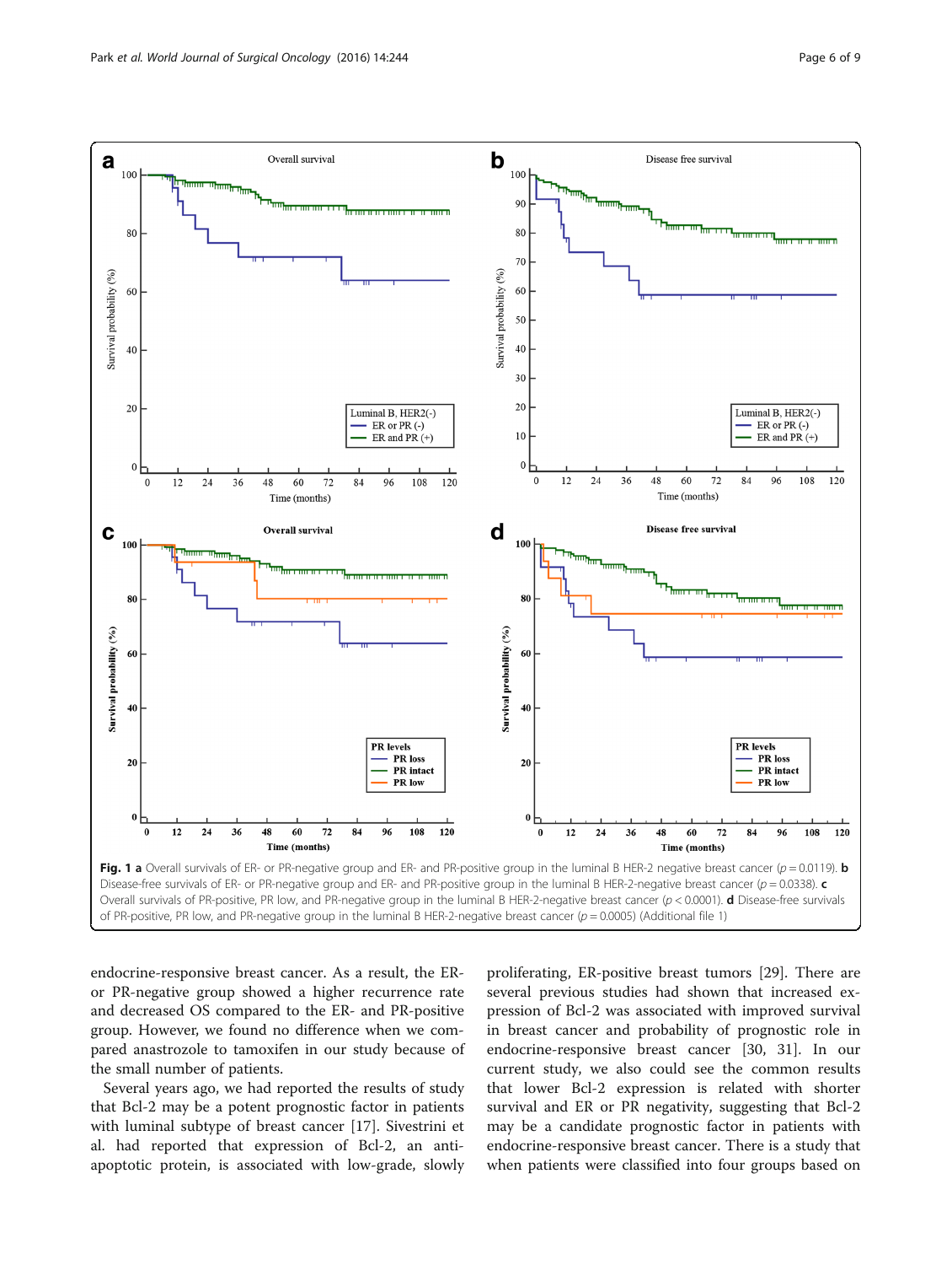**Fig. 1** **a** Overall survivals of ER- or PR-negative group and ER- and PR-positive group in the luminal B HER-2 negative breast cancer ($p = 0.0119$). **b** Disease-free survivals of ER- or PR-negative group and ER- and PR-positive group in the luminal B HER-2-negative breast cancer ($p = 0.0338$). **c** Overall survivals of PR-positive, PR low, and PR-negative group in the luminal B HER-2-negative breast cancer ($p < 0.0001$). **d** Disease-free survivals of PR-positive, PR low, and PR-negative group in the luminal B HER-2-negative breast cancer ($p = 0.0005$) (Additional file 1)

endocrine-responsive breast cancer. As a result, the ER- or PR-negative group showed a higher recurrence rate and decreased OS compared to the ER- and PR-positive group. However, we found no difference when we compared anastrozole to tamoxifen in our study because of the small number of patients.

Several years ago, we had reported the results of study that Bcl-2 may be a potent prognostic factor in patients with luminal subtype of breast cancer [17]. Sivestrini et al. had reported that expression of Bcl-2, an anti-apoptotic protein, is associated with low-grade, slowly proliferating, ER-positive breast tumors [29]. There are several previous studies had shown that increased expression of Bcl-2 was associated with improved survival in breast cancer and probability of prognostic role in endocrine-responsive breast cancer [30, 31]. In our current study, we also could see the common results that lower Bcl-2 expression is related with shorter survival and ER or PR negativity, suggesting that Bcl-2 may be a candidate prognostic factor in patients with endocrine-responsive breast cancer. There is a study that when patients were classified into four groups based on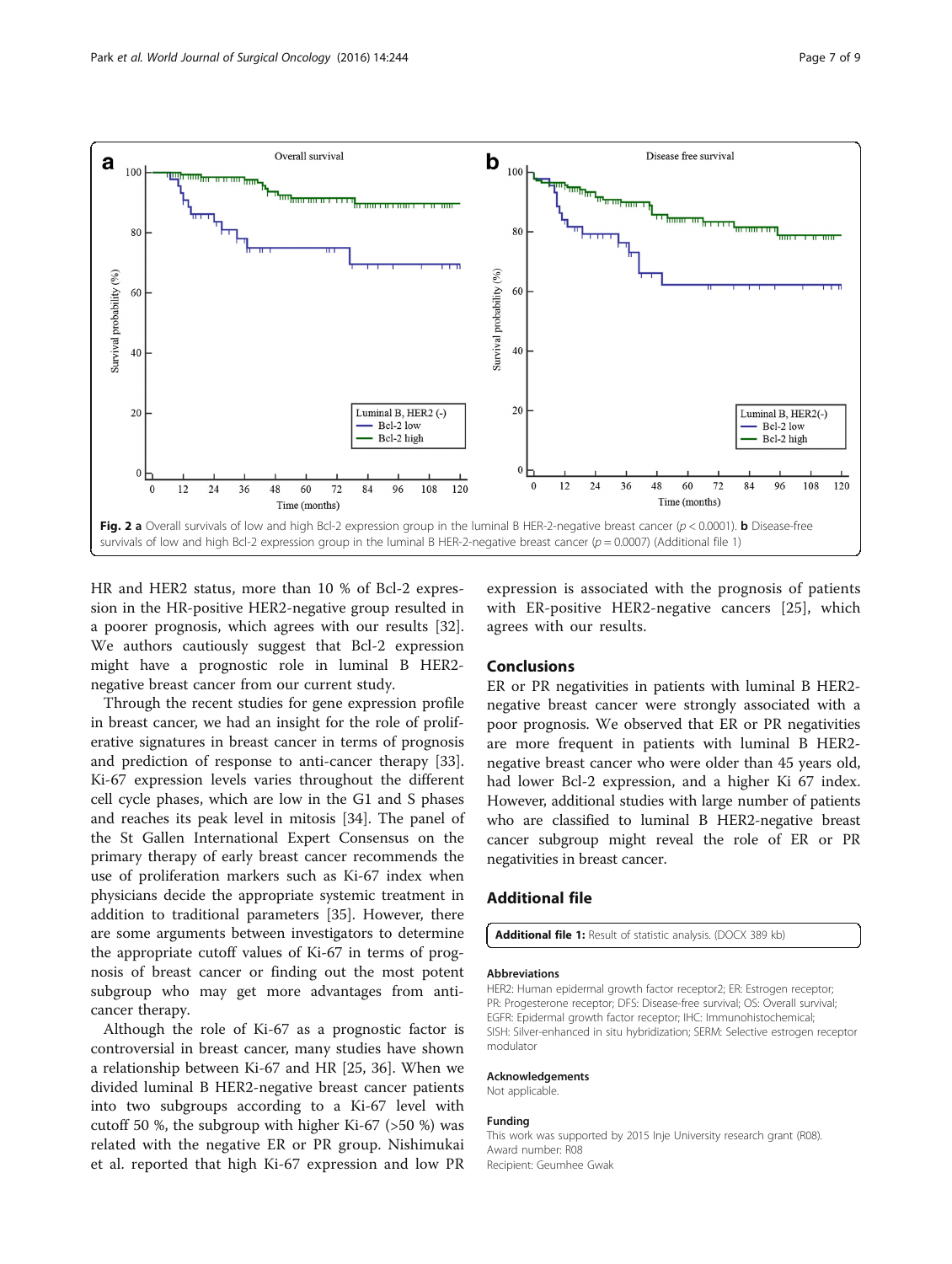Fig. 2 **a** Overall survivals of low and high Bcl-2 expression group in the luminal B HER-2-negative breast cancer ($p < 0.0001$). **b** Disease-free survivals of low and high Bcl-2 expression group in the luminal B HER-2-negative breast cancer ($p = 0.0007$) (Additional file 1)

HR and HER2 status, more than 10 % of Bcl-2 expression in the HR-positive HER2-negative group resulted in a poorer prognosis, which agrees with our results [32]. We authors cautiously suggest that Bcl-2 expression might have a prognostic role in luminal B HER2-negative breast cancer from our current study.

Through the recent studies for gene expression profile in breast cancer, we had an insight for the role of proliferative signatures in breast cancer in terms of prognosis and prediction of response to anti-cancer therapy [33]. Ki-67 expression levels varies throughout the different cell cycle phases, which are low in the G1 and S phases and reaches its peak level in mitosis [34]. The panel of the St Gallen International Expert Consensus on the primary therapy of early breast cancer recommends the use of proliferation markers such as Ki-67 index when physicians decide the appropriate systemic treatment in addition to traditional parameters [35]. However, there are some arguments between investigators to determine the appropriate cutoff values of Ki-67 in terms of prognosis of breast cancer or finding out the most potent subgroup who may get more advantages from anti-cancer therapy.

Although the role of Ki-67 as a prognostic factor is controversial in breast cancer, many studies have shown a relationship between Ki-67 and HR [25, 36]. When we divided luminal B HER2-negative breast cancer patients into two subgroups according to a Ki-67 level with cutoff 50 %, the subgroup with higher Ki-67 (>50 %) was related with the negative ER or PR group. Nishimukai et al. reported that high Ki-67 expression and low PR expression is associated with the prognosis of patients with ER-positive HER2-negative cancers [25], which agrees with our results.

## Conclusions

ER or PR negativities in patients with luminal B HER2-negative breast cancer were strongly associated with a poor prognosis. We observed that ER or PR negativities are more frequent in patients with luminal B HER2-negative breast cancer who were older than 45 years old, had lower Bcl-2 expression, and a higher Ki 67 index. However, additional studies with large number of patients who are classified to luminal B HER2-negative breast cancer subgroup might reveal the role of ER or PR negativities in breast cancer.

## Additional file

**Additional file 1:** Result of statistic analysis. (DOCX 389 kb)

### Abbreviations

HER2: Human epidermal growth factor receptor2; ER: Estrogen receptor; PR: Progesterone receptor; DFS: Disease-free survival; OS: Overall survival; EGFR: Epidermal growth factor receptor; IHC: Immunohistochemical; SISH: Silver-enhanced in situ hybridization; SERM: Selective estrogen receptor modulator

### Acknowledgements

Not applicable.

### Funding

This work was supported by 2015 Inje University research grant (R08).
Award number: R08
Recipient: Geumhee Gwak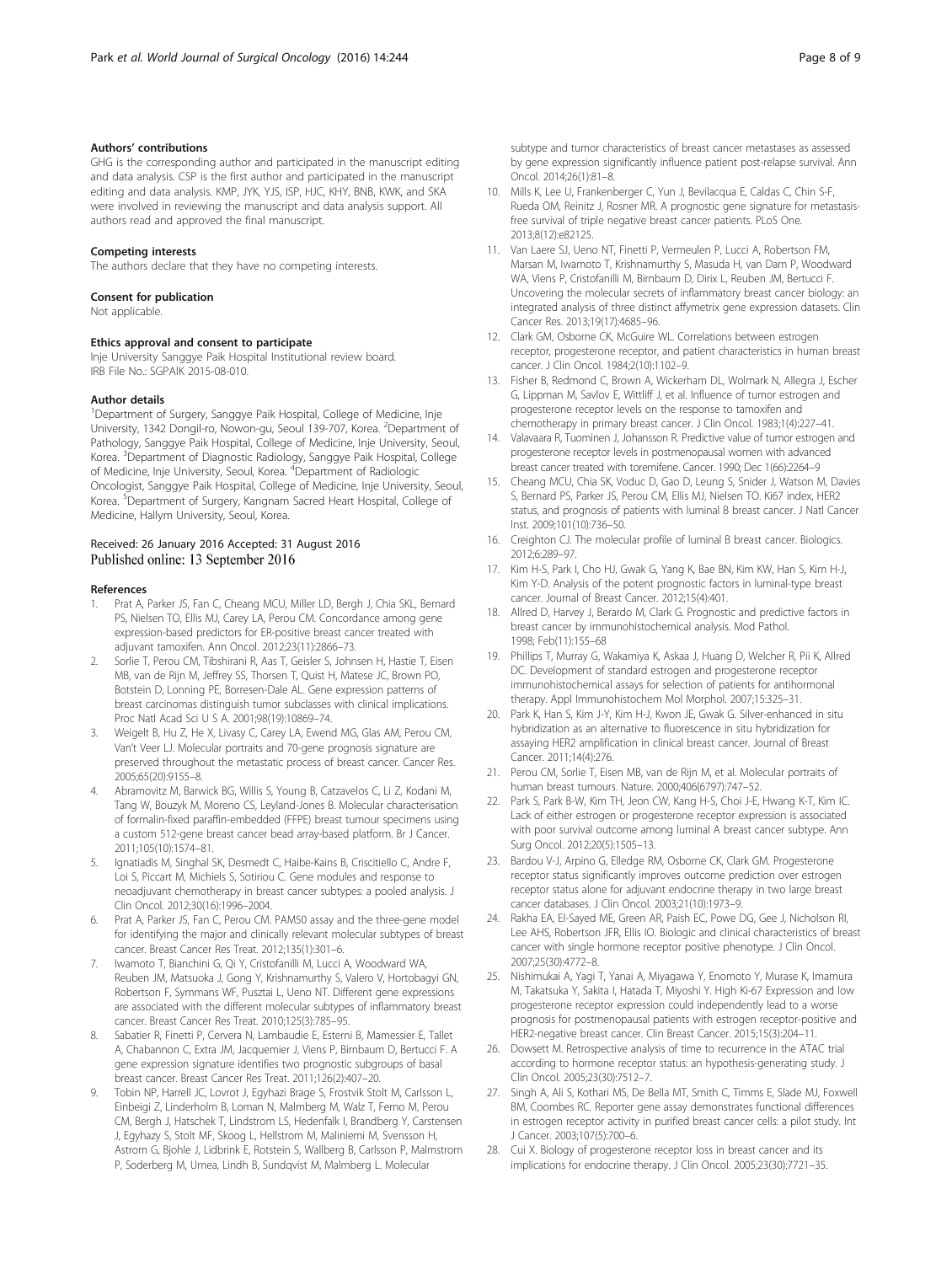### Authors' contributions

GHG is the corresponding author and participated in the manuscript editing and data analysis. CSP is the first author and participated in the manuscript editing and data analysis. KMP, JYK, YJS, ISP, HJC, KHY, BNB, KWK, and SKA were involved in reviewing the manuscript and data analysis support. All authors read and approved the final manuscript.

### Competing interests

The authors declare that they have no competing interests.

### Consent for publication

Not applicable.

### Ethics approval and consent to participate

Inje University Sanggye Paik Hospital Institutional review board.
IRB File No.: SGPAIK 2015-08-010.

### Author details

[1]Department of Surgery, Sanggye Paik Hospital, College of Medicine, Inje University, 1342 Dongil-ro, Nowon-gu, Seoul 139-707, Korea. [2]Department of Pathology, Sanggye Paik Hospital, College of Medicine, Inje University, Seoul, Korea. [3]Department of Diagnostic Radiology, Sanggye Paik Hospital, College of Medicine, Inje University, Seoul, Korea. [4]Department of Radiologic Oncologist, Sanggye Paik Hospital, College of Medicine, Inje University, Seoul, Korea. [5]Department of Surgery, Kangnam Sacred Heart Hospital, College of Medicine, Hallym University, Seoul, Korea.

Received: 26 January 2016 Accepted: 31 August 2016
Published online: 13 September 2016

### References

1. Prat A, Parker JS, Fan C, Cheang MCU, Miller LD, Bergh J, Chia SKL, Bernard PS, Nielsen TO, Ellis MJ, Carey LA, Perou CM. Concordance among gene expression-based predictors for ER-positive breast cancer treated with adjuvant tamoxifen. Ann Oncol. 2012;23(11):2866–73.
2. Sorlie T, Perou CM, Tibshirani R, Aas T, Geisler S, Johnsen H, Hastie T, Eisen MB, van de Rijn M, Jeffrey SS, Thorsen T, Quist H, Matese JC, Brown PO, Botstein D, Lonning PE, Borresen-Dale AL. Gene expression patterns of breast carcinomas distinguish tumor subclasses with clinical implications. Proc Natl Acad Sci U S A. 2001;98(19):10869–74.
3. Weigelt B, Hu Z, He X, Livasy C, Carey LA, Ewend MG, Glas AM, Perou CM, Van't Veer LJ. Molecular portraits and 70-gene prognosis signature are preserved throughout the metastatic process of breast cancer. Cancer Res. 2005;65(20):9155–8.
4. Abramovitz M, Barwick BG, Willis S, Young B, Catzavelos C, Li Z, Kodani M, Tang W, Bouzyk M, Moreno CS, Leyland-Jones B. Molecular characterisation of formalin-fixed paraffin-embedded (FFPE) breast tumour specimens using a custom 512-gene breast cancer bead array-based platform. Br J Cancer. 2011;105(10):1574–81.
5. Ignatiadis M, Singhal SK, Desmedt C, Haibe-Kains B, Criscitiello C, Andre F, Loi S, Piccart M, Michiels S, Sotiriou C. Gene modules and response to neoadjuvant chemotherapy in breast cancer subtypes: a pooled analysis. J Clin Oncol. 2012;30(16):1996–2004.
6. Prat A, Parker JS, Fan C, Perou CM. PAM50 assay and the three-gene model for identifying the major and clinically relevant molecular subtypes of breast cancer. Breast Cancer Res Treat. 2012;135(1):301–6.
7. Iwamoto T, Bianchini G, Qi Y, Cristofanilli M, Lucci A, Woodward WA, Reuben JM, Matsuoka J, Gong Y, Krishnamurthy S, Valero V, Hortobagyi GN, Robertson F, Symmans WF, Pusztai L, Ueno NT. Different gene expressions are associated with the different molecular subtypes of inflammatory breast cancer. Breast Cancer Res Treat. 2010;125(3):785–95.
8. Sabatier R, Finetti P, Cervera N, Lambaudie E, Esterni B, Mamessier E, Tallet A, Chabannon C, Extra JM, Jacquemier J, Viens P, Birnbaum D, Bertucci F. A gene expression signature identifies two prognostic subgroups of basal breast cancer. Breast Cancer Res Treat. 2011;126(2):407–20.
9. Tobin NP, Harrell JC, Lovrot J, Egyhazi Brage S, Frostvik Stolt M, Carlsson L, Einbeigi Z, Linderholm B, Loman N, Malmberg M, Walz T, Ferno M, Perou CM, Bergh J, Hatschek T, Lindstrom LS, Hedenfalk I, Brandberg Y, Carstensen J, Egyhazy S, Stolt MF, Skoog L, Hellstrom M, Maliniemi M, Svensson H, Astrom G, Bjohle J, Lidbrink E, Rotstein S, Wallberg B, Carlsson P, Malmstrom P, Soderberg M, Umea, Lindh B, Sundqvist M, Malmberg L. Molecular subtype and tumor characteristics of breast cancer metastases as assessed by gene expression significantly influence patient post-relapse survival. Ann Oncol. 2014;26(1):81–8.
10. Mills K, Lee U, Frankenberger C, Yun J, Bevilacqua E, Caldas C, Chin S-F, Rueda OM, Reinitz J, Rosner MR. A prognostic gene signature for metastasis-free survival of triple negative breast cancer patients. PLoS One. 2013;8(12):e82125.
11. Van Laere SJ, Ueno NT, Finetti P, Vermeulen P, Lucci A, Robertson FM, Marsan M, Iwamoto T, Krishnamurthy S, Masuda H, van Dam P, Woodward WA, Viens P, Cristofanilli M, Birnbaum D, Dirix L, Reuben JM, Bertucci F. Uncovering the molecular secrets of inflammatory breast cancer biology: an integrated analysis of three distinct affymetrix gene expression datasets. Clin Cancer Res. 2013;19(17):4685–96.
12. Clark GM, Osborne CK, McGuire WL. Correlations between estrogen receptor, progesterone receptor, and patient characteristics in human breast cancer. J Clin Oncol. 1984;2(10):1102–9.
13. Fisher B, Redmond C, Brown A, Wickerham DL, Wolmark N, Allegra J, Escher G, Lippman M, Savlov E, Wittliff J, et al. Influence of tumor estrogen and progesterone receptor levels on the response to tamoxifen and chemotherapy in primary breast cancer. J Clin Oncol. 1983;1(4):227–41.
14. Valavaara R, Tuominen J, Johansson R. Predictive value of tumor estrogen and progesterone receptor levels in postmenopausal women with advanced breast cancer treated with toremifene. Cancer. 1990; Dec 1(66):2264–9
15. Cheang MCU, Chia SK, Voduc D, Gao D, Leung S, Snider J, Watson M, Davies S, Bernard PS, Parker JS, Perou CM, Ellis MJ, Nielsen TO. Ki67 index, HER2 status, and prognosis of patients with luminal B breast cancer. J Natl Cancer Inst. 2009;101(10):736–50.
16. Creighton CJ. The molecular profile of luminal B breast cancer. Biologics. 2012;6:289–97.
17. Kim H-S, Park I, Cho HJ, Gwak G, Yang K, Bae BN, Kim KW, Han S, Kim H-J, Kim Y-D. Analysis of the potent prognostic factors in luminal-type breast cancer. Journal of Breast Cancer. 2012;15(4):401.
18. Allred D, Harvey J, Berardo M, Clark G. Prognostic and predictive factors in breast cancer by immunohistochemical analysis. Mod Pathol. 1998; Feb(11):155–68
19. Phillips T, Murray G, Wakamiya K, Askaa J, Huang D, Welcher R, Pii K, Allred DC. Development of standard estrogen and progesterone receptor immunohistochemical assays for selection of patients for antihormonal therapy. Appl Immunohistochem Mol Morphol. 2007;15:325–31.
20. Park K, Han S, Kim J-Y, Kim H-J, Kwon JE, Gwak G. Silver-enhanced in situ hybridization as an alternative to fluorescence in situ hybridization for assaying HER2 amplification in clinical breast cancer. Journal of Breast Cancer. 2011;14(4):276.
21. Perou CM, Sorlie T, Eisen MB, van de Rijn M, et al. Molecular portraits of human breast tumours. Nature. 2000;406(6797):747–52.
22. Park S, Park B-W, Kim TH, Jeon CW, Kang H-S, Choi J-E, Hwang K-T, Kim IC. Lack of either estrogen or progesterone receptor expression is associated with poor survival outcome among luminal A breast cancer subtype. Ann Surg Oncol. 2012;20(5):1505–13.
23. Bardou V-J, Arpino G, Elledge RM, Osborne CK, Clark GM. Progesterone receptor status significantly improves outcome prediction over estrogen receptor status alone for adjuvant endocrine therapy in two large breast cancer databases. J Clin Oncol. 2003;21(10):1973–9.
24. Rakha EA, El-Sayed ME, Green AR, Paish EC, Powe DG, Gee J, Nicholson RI, Lee AHS, Robertson JFR, Ellis IO. Biologic and clinical characteristics of breast cancer with single hormone receptor positive phenotype. J Clin Oncol. 2007;25(30):4772–8.
25. Nishimukai A, Yagi T, Yanai A, Miyagawa Y, Enomoto Y, Murase K, Imamura M, Takatsuka Y, Sakita I, Hatada T, Miyoshi Y. High Ki-67 Expression and low progesterone receptor expression could independently lead to a worse prognosis for postmenopausal patients with estrogen receptor-positive and HER2-negative breast cancer. Clin Breast Cancer. 2015;15(3):204–11.
26. Dowsett M. Retrospective analysis of time to recurrence in the ATAC trial according to hormone receptor status: an hypothesis-generating study. J Clin Oncol. 2005;23(30):7512–7.
27. Singh A, Ali S, Kothari MS, De Bella MT, Smith C, Timms E, Slade MJ, Foxwell BM, Coombes RC. Reporter gene assay demonstrates functional differences in estrogen receptor activity in purified breast cancer cells: a pilot study. Int J Cancer. 2003;107(5):700–6.
28. Cui X. Biology of progesterone receptor loss in breast cancer and its implications for endocrine therapy. J Clin Oncol. 2005;23(30):7721–35.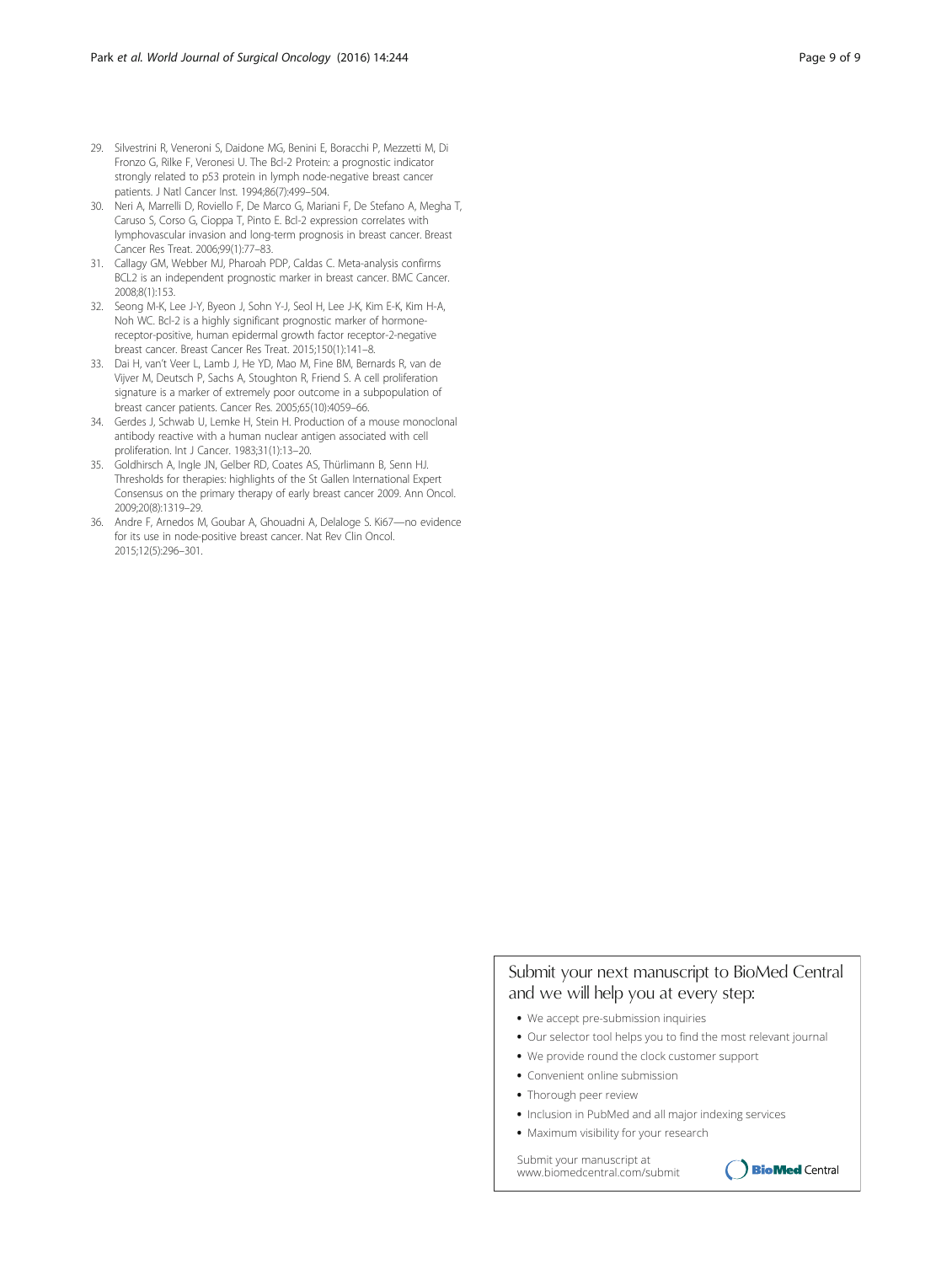29. Silvestrini R, Veneroni S, Daidone MG, Benini E, Boracchi P, Mezzetti M, Di Fronzo G, Rilke F, Veronesi U. The Bcl-2 Protein: a prognostic indicator strongly related to p53 protein in lymph node-negative breast cancer patients. J Natl Cancer Inst. 1994;86(7):499–504.
30. Neri A, Marrelli D, Roviello F, De Marco G, Mariani F, De Stefano A, Megha T, Caruso S, Corso G, Cioppa T, Pinto E. Bcl-2 expression correlates with lymphovascular invasion and long-term prognosis in breast cancer. Breast Cancer Res Treat. 2006;99(1):77–83.
31. Callagy GM, Webber MJ, Pharoah PDP, Caldas C. Meta-analysis confirms BCL2 is an independent prognostic marker in breast cancer. BMC Cancer. 2008;8(1):153.
32. Seong M-K, Lee J-Y, Byeon J, Sohn Y-J, Seol H, Lee J-K, Kim E-K, Kim H-A, Noh WC. Bcl-2 is a highly significant prognostic marker of hormone-receptor-positive, human epidermal growth factor receptor-2-negative breast cancer. Breast Cancer Res Treat. 2015;150(1):141–8.
33. Dai H, van't Veer L, Lamb J, He YD, Mao M, Fine BM, Bernards R, van de Vijver M, Deutsch P, Sachs A, Stoughton R, Friend S. A cell proliferation signature is a marker of extremely poor outcome in a subpopulation of breast cancer patients. Cancer Res. 2005;65(10):4059–66.
34. Gerdes J, Schwab U, Lemke H, Stein H. Production of a mouse monoclonal antibody reactive with a human nuclear antigen associated with cell proliferation. Int J Cancer. 1983;31(1):13–20.
35. Goldhirsch A, Ingle JN, Gelber RD, Coates AS, Thürlimann B, Senn HJ. Thresholds for therapies: highlights of the St Gallen International Expert Consensus on the primary therapy of early breast cancer 2009. Ann Oncol. 2009;20(8):1319–29.
36. Andre F, Arnedos M, Goubar A, Ghouadni A, Delaloge S. Ki67—no evidence for its use in node-positive breast cancer. Nat Rev Clin Oncol. 2015;12(5):296–301.

Submit your next manuscript to BioMed Central and we will help you at every step:

- We accept pre-submission inquiries
- Our selector tool helps you to find the most relevant journal
- We provide round the clock customer support
- Convenient online submission
- Thorough peer review
- Inclusion in PubMed and all major indexing services
- Maximum visibility for your research

Submit your manuscript at www.biomedcentral.com/submit

BioMed Central